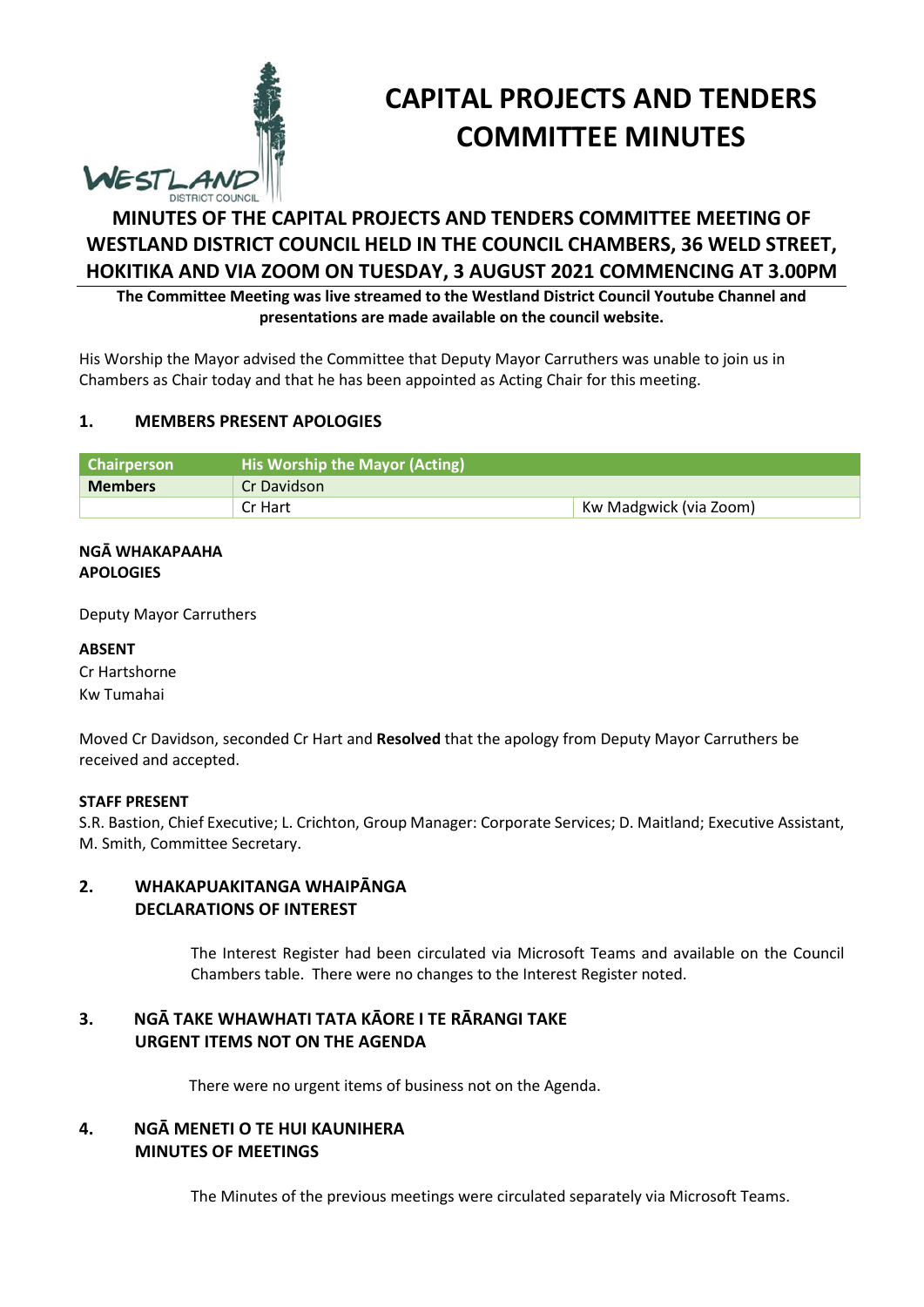# CAPITAL PROJECTS AND TENDERS COMMITTEE MINUTES

## MINUTES OF THE CAPITAL PROJECTS AND TENDERS COMMITTEE MEETING OF WESTLAND DISTRICT COUNCIL HELD IN THE COUNCIL CHAMBERS, 36 WELD STREET, HOKITIKA AND VIA ZOOM ON TUESDAY, 3 AUGUST 2021 COMMENCING AT 3.00PM

**The Committee Meeting was live streamed to the Westland District Council Youtube Channel and presentations are made available on the council website.**

His Worship the Mayor advised the Committee that Deputy Mayor Carruthers was unable to join us in Chambers as Chair today and that he has been appointed as Acting Chair for this meeting.

### 1. MEMBERS PRESENT APOLOGIES

| Chairperson | His Worship the Mayor (Acting) | |
|---|---|---|
| **Members** | Cr Davidson | |
| | Cr Hart | Kw Madgwick (via Zoom) |

**NGĀ WHAKAPAAHA**
**APOLOGIES**

Deputy Mayor Carruthers

**ABSENT**
Cr Hartshorne
Kw Tumahai

Moved Cr Davidson, seconded Cr Hart and **Resolved** that the apology from Deputy Mayor Carruthers be received and accepted.

**STAFF PRESENT**
S.R. Bastion, Chief Executive; L. Crichton, Group Manager: Corporate Services; D. Maitland; Executive Assistant, M. Smith, Committee Secretary.

### 2. WHAKAPUAKITANGA WHAIPĀNGA DECLARATIONS OF INTEREST

The Interest Register had been circulated via Microsoft Teams and available on the Council Chambers table. There were no changes to the Interest Register noted.

### 3. NGĀ TAKE WHAWHATI TATA KĀORE I TE RĀRANGI TAKE URGENT ITEMS NOT ON THE AGENDA

There were no urgent items of business not on the Agenda.

### 4. NGĀ MENETI O TE HUI KAUNIHERA MINUTES OF MEETINGS

The Minutes of the previous meetings were circulated separately via Microsoft Teams.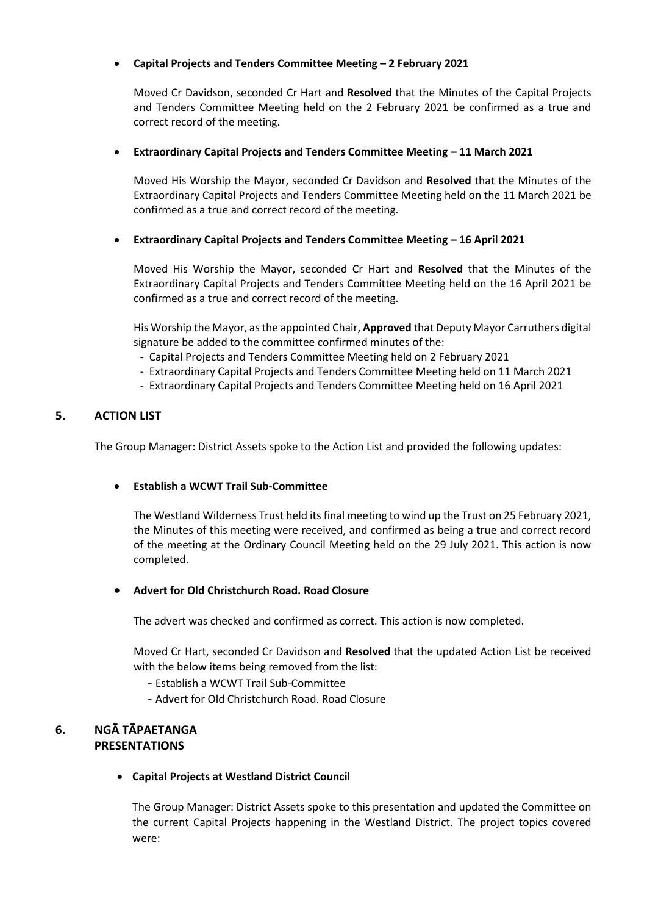- **Capital Projects and Tenders Committee Meeting – 2 February 2021**

  Moved Cr Davidson, seconded Cr Hart and **Resolved** that the Minutes of the Capital Projects and Tenders Committee Meeting held on the 2 February 2021 be confirmed as a true and correct record of the meeting.

- **Extraordinary Capital Projects and Tenders Committee Meeting – 11 March 2021**

  Moved His Worship the Mayor, seconded Cr Davidson and **Resolved** that the Minutes of the Extraordinary Capital Projects and Tenders Committee Meeting held on the 11 March 2021 be confirmed as a true and correct record of the meeting.

- **Extraordinary Capital Projects and Tenders Committee Meeting – 16 April 2021**

  Moved His Worship the Mayor, seconded Cr Hart and **Resolved** that the Minutes of the Extraordinary Capital Projects and Tenders Committee Meeting held on the 16 April 2021 be confirmed as a true and correct record of the meeting.

  His Worship the Mayor, as the appointed Chair, **Approved** that Deputy Mayor Carruthers digital signature be added to the committee confirmed minutes of the:
  - Capital Projects and Tenders Committee Meeting held on 2 February 2021
  - Extraordinary Capital Projects and Tenders Committee Meeting held on 11 March 2021
  - Extraordinary Capital Projects and Tenders Committee Meeting held on 16 April 2021

## 5. ACTION LIST

The Group Manager: District Assets spoke to the Action List and provided the following updates:

- **Establish a WCWT Trail Sub-Committee**

  The Westland Wilderness Trust held its final meeting to wind up the Trust on 25 February 2021, the Minutes of this meeting were received, and confirmed as being a true and correct record of the meeting at the Ordinary Council Meeting held on the 29 July 2021. This action is now completed.

- **Advert for Old Christchurch Road. Road Closure**

  The advert was checked and confirmed as correct. This action is now completed.

  Moved Cr Hart, seconded Cr Davidson and **Resolved** that the updated Action List be received with the below items being removed from the list:
  - Establish a WCWT Trail Sub-Committee
  - Advert for Old Christchurch Road. Road Closure

## 6. NGĀ TĀPAETANGA PRESENTATIONS

- **Capital Projects at Westland District Council**

  The Group Manager: District Assets spoke to this presentation and updated the Committee on the current Capital Projects happening in the Westland District. The project topics covered were: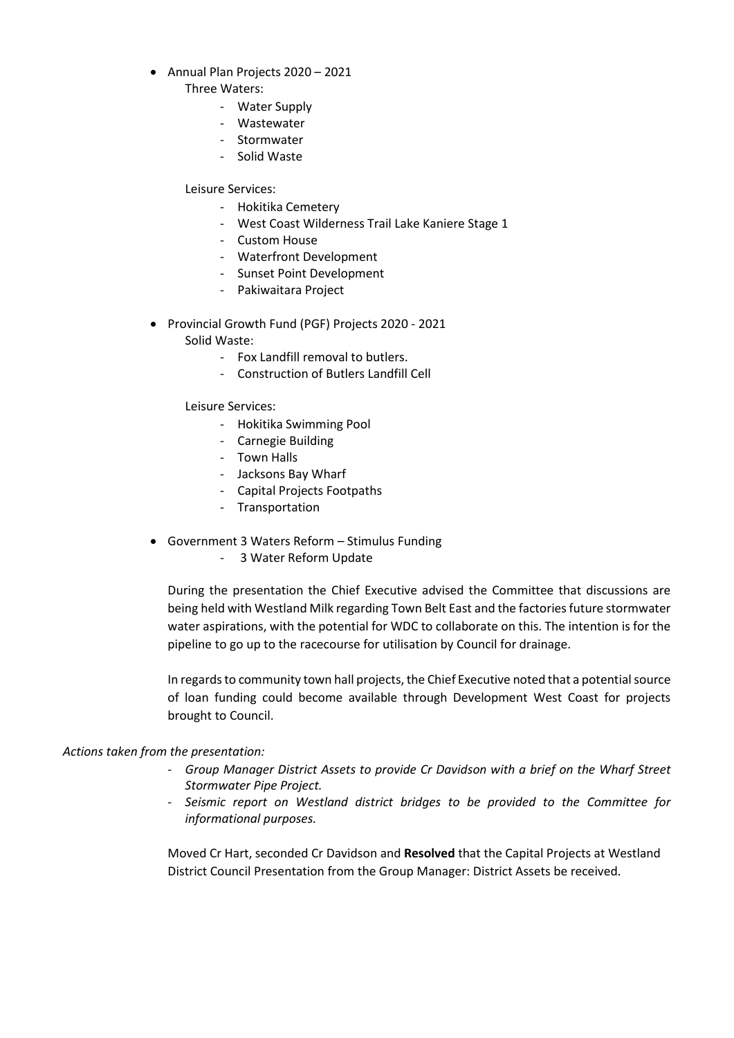- Annual Plan Projects 2020 – 2021

  Three Waters:
  - Water Supply
  - Wastewater
  - Stormwater
  - Solid Waste

  Leisure Services:
  - Hokitika Cemetery
  - West Coast Wilderness Trail Lake Kaniere Stage 1
  - Custom House
  - Waterfront Development
  - Sunset Point Development
  - Pakiwaitara Project

- Provincial Growth Fund (PGF) Projects 2020 - 2021

  Solid Waste:
  - Fox Landfill removal to butlers.
  - Construction of Butlers Landfill Cell

  Leisure Services:
  - Hokitika Swimming Pool
  - Carnegie Building
  - Town Halls
  - Jacksons Bay Wharf
  - Capital Projects Footpaths
  - Transportation

- Government 3 Waters Reform – Stimulus Funding
  - 3 Water Reform Update

During the presentation the Chief Executive advised the Committee that discussions are being held with Westland Milk regarding Town Belt East and the factories future stormwater water aspirations, with the potential for WDC to collaborate on this. The intention is for the pipeline to go up to the racecourse for utilisation by Council for drainage.

In regards to community town hall projects, the Chief Executive noted that a potential source of loan funding could become available through Development West Coast for projects brought to Council.

*Actions taken from the presentation:*

- *Group Manager District Assets to provide Cr Davidson with a brief on the Wharf Street Stormwater Pipe Project.*
- *Seismic report on Westland district bridges to be provided to the Committee for informational purposes.*

Moved Cr Hart, seconded Cr Davidson and **Resolved** that the Capital Projects at Westland District Council Presentation from the Group Manager: District Assets be received.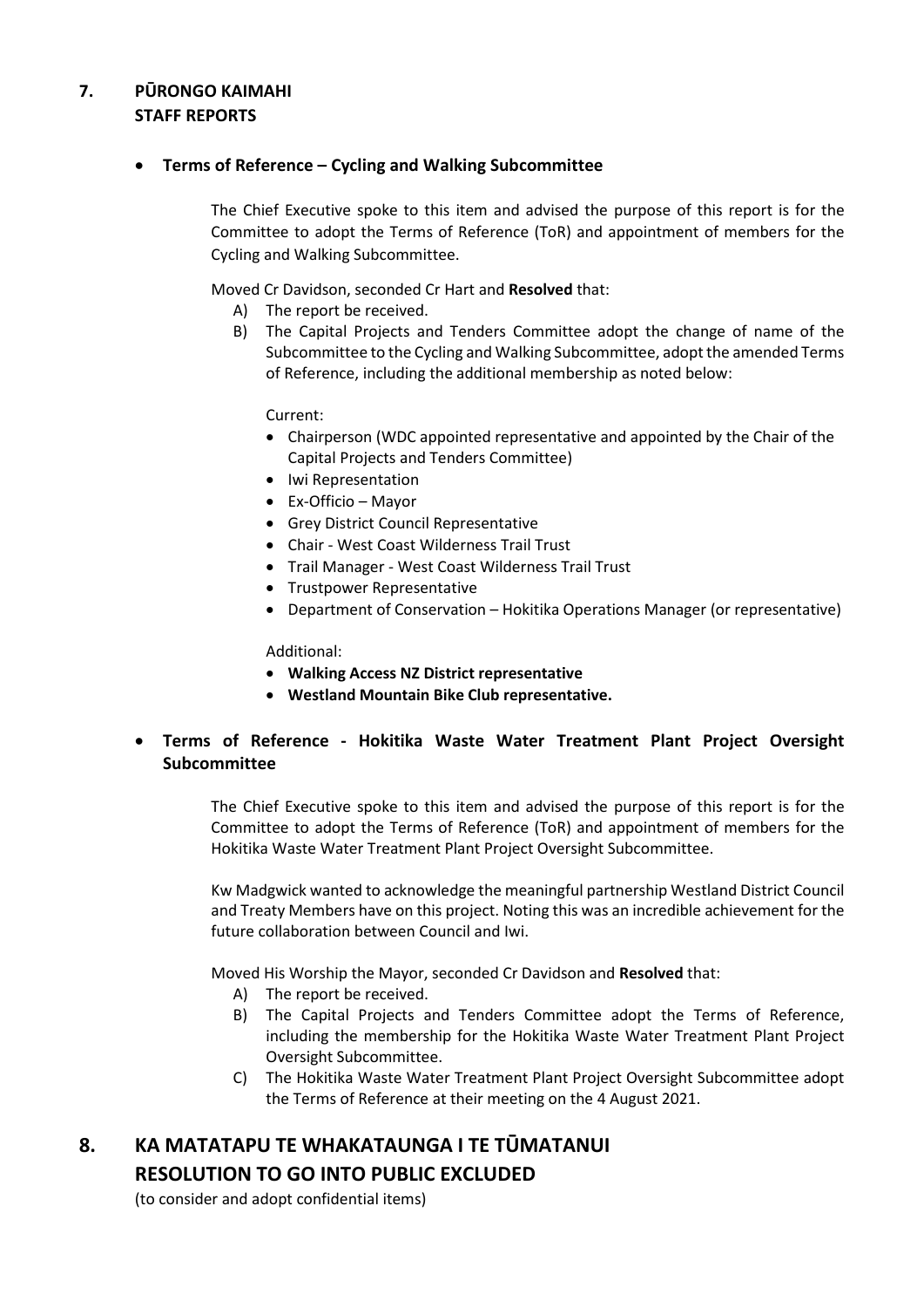## 7. PŪRONGO KAIMAHI
## STAFF REPORTS

- **Terms of Reference – Cycling and Walking Subcommittee**

The Chief Executive spoke to this item and advised the purpose of this report is for the Committee to adopt the Terms of Reference (ToR) and appointment of members for the Cycling and Walking Subcommittee.

Moved Cr Davidson, seconded Cr Hart and **Resolved** that:

A) The report be received.

B) The Capital Projects and Tenders Committee adopt the change of name of the Subcommittee to the Cycling and Walking Subcommittee, adopt the amended Terms of Reference, including the additional membership as noted below:

Current:

- Chairperson (WDC appointed representative and appointed by the Chair of the Capital Projects and Tenders Committee)
- Iwi Representation
- Ex-Officio – Mayor
- Grey District Council Representative
- Chair - West Coast Wilderness Trail Trust
- Trail Manager - West Coast Wilderness Trail Trust
- Trustpower Representative
- Department of Conservation – Hokitika Operations Manager (or representative)

Additional:

- **Walking Access NZ District representative**
- **Westland Mountain Bike Club representative.**

- **Terms of Reference - Hokitika Waste Water Treatment Plant Project Oversight Subcommittee**

The Chief Executive spoke to this item and advised the purpose of this report is for the Committee to adopt the Terms of Reference (ToR) and appointment of members for the Hokitika Waste Water Treatment Plant Project Oversight Subcommittee.

Kw Madgwick wanted to acknowledge the meaningful partnership Westland District Council and Treaty Members have on this project. Noting this was an incredible achievement for the future collaboration between Council and Iwi.

Moved His Worship the Mayor, seconded Cr Davidson and **Resolved** that:

A) The report be received.

B) The Capital Projects and Tenders Committee adopt the Terms of Reference, including the membership for the Hokitika Waste Water Treatment Plant Project Oversight Subcommittee.

C) The Hokitika Waste Water Treatment Plant Project Oversight Subcommittee adopt the Terms of Reference at their meeting on the 4 August 2021.

## 8. KA MATATAPU TE WHAKATAUNGA I TE TŪMATANUI
## RESOLUTION TO GO INTO PUBLIC EXCLUDED

(to consider and adopt confidential items)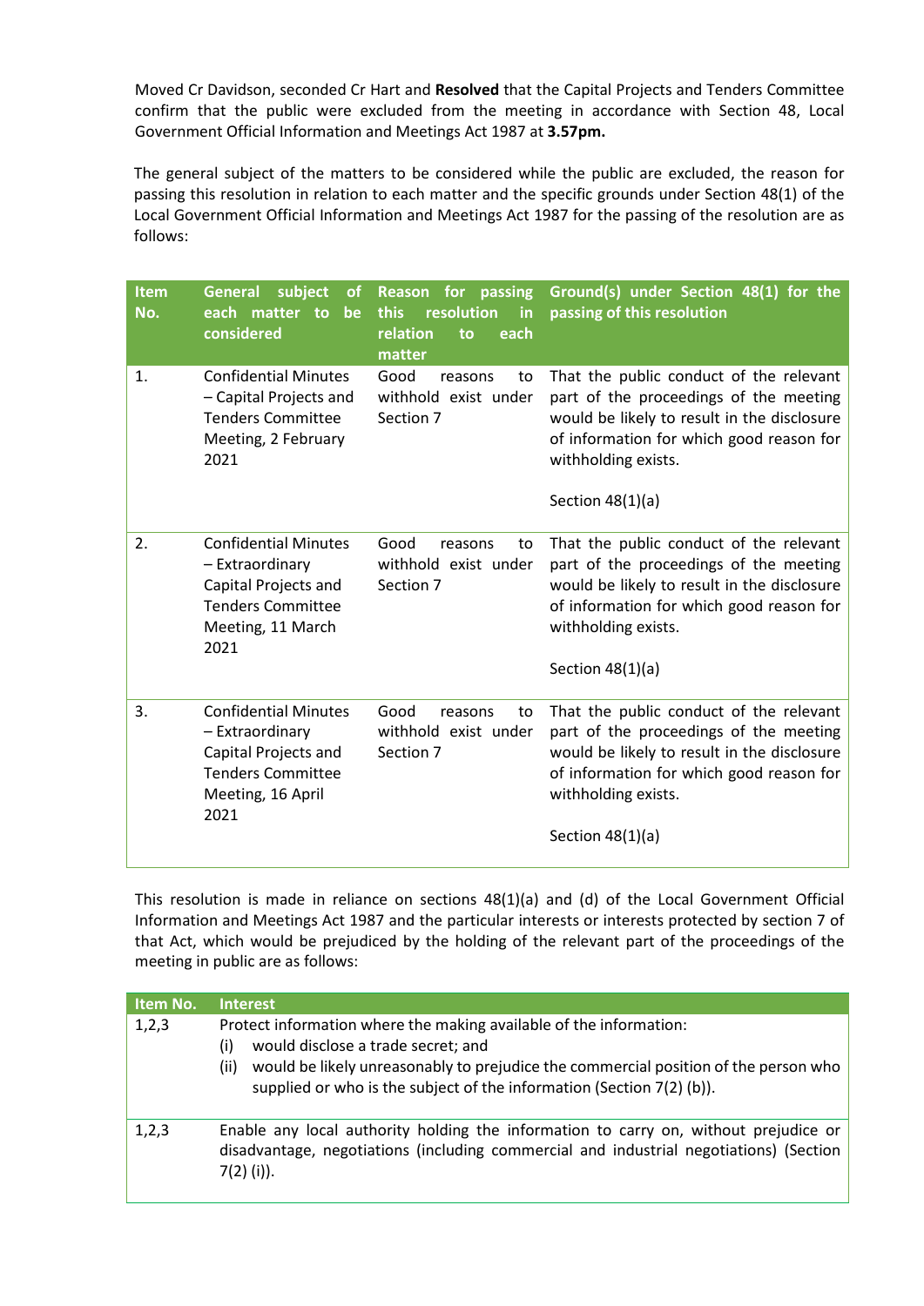Moved Cr Davidson, seconded Cr Hart and **Resolved** that the Capital Projects and Tenders Committee confirm that the public were excluded from the meeting in accordance with Section 48, Local Government Official Information and Meetings Act 1987 at **3.57pm.**

The general subject of the matters to be considered while the public are excluded, the reason for passing this resolution in relation to each matter and the specific grounds under Section 48(1) of the Local Government Official Information and Meetings Act 1987 for the passing of the resolution are as follows:

| Item No. | General subject of each matter to be considered | Reason for passing this resolution in relation to each matter | Ground(s) under Section 48(1) for the passing of this resolution |
|---|---|---|---|
| 1. | Confidential Minutes – Capital Projects and Tenders Committee Meeting, 2 February 2021 | Good reasons to withhold exist under Section 7 | That the public conduct of the relevant part of the proceedings of the meeting would be likely to result in the disclosure of information for which good reason for withholding exists.<br><br>Section 48(1)(a) |
| 2. | Confidential Minutes – Extraordinary Capital Projects and Tenders Committee Meeting, 11 March 2021 | Good reasons to withhold exist under Section 7 | That the public conduct of the relevant part of the proceedings of the meeting would be likely to result in the disclosure of information for which good reason for withholding exists.<br><br>Section 48(1)(a) |
| 3. | Confidential Minutes – Extraordinary Capital Projects and Tenders Committee Meeting, 16 April 2021 | Good reasons to withhold exist under Section 7 | That the public conduct of the relevant part of the proceedings of the meeting would be likely to result in the disclosure of information for which good reason for withholding exists.<br><br>Section 48(1)(a) |

This resolution is made in reliance on sections 48(1)(a) and (d) of the Local Government Official Information and Meetings Act 1987 and the particular interests or interests protected by section 7 of that Act, which would be prejudiced by the holding of the relevant part of the proceedings of the meeting in public are as follows:

| Item No. | Interest |
|---|---|
| 1,2,3 | Protect information where the making available of the information:<br>(i) would disclose a trade secret; and<br>(ii) would be likely unreasonably to prejudice the commercial position of the person who supplied or who is the subject of the information (Section 7(2) (b)). |
| 1,2,3 | Enable any local authority holding the information to carry on, without prejudice or disadvantage, negotiations (including commercial and industrial negotiations) (Section 7(2) (i)). |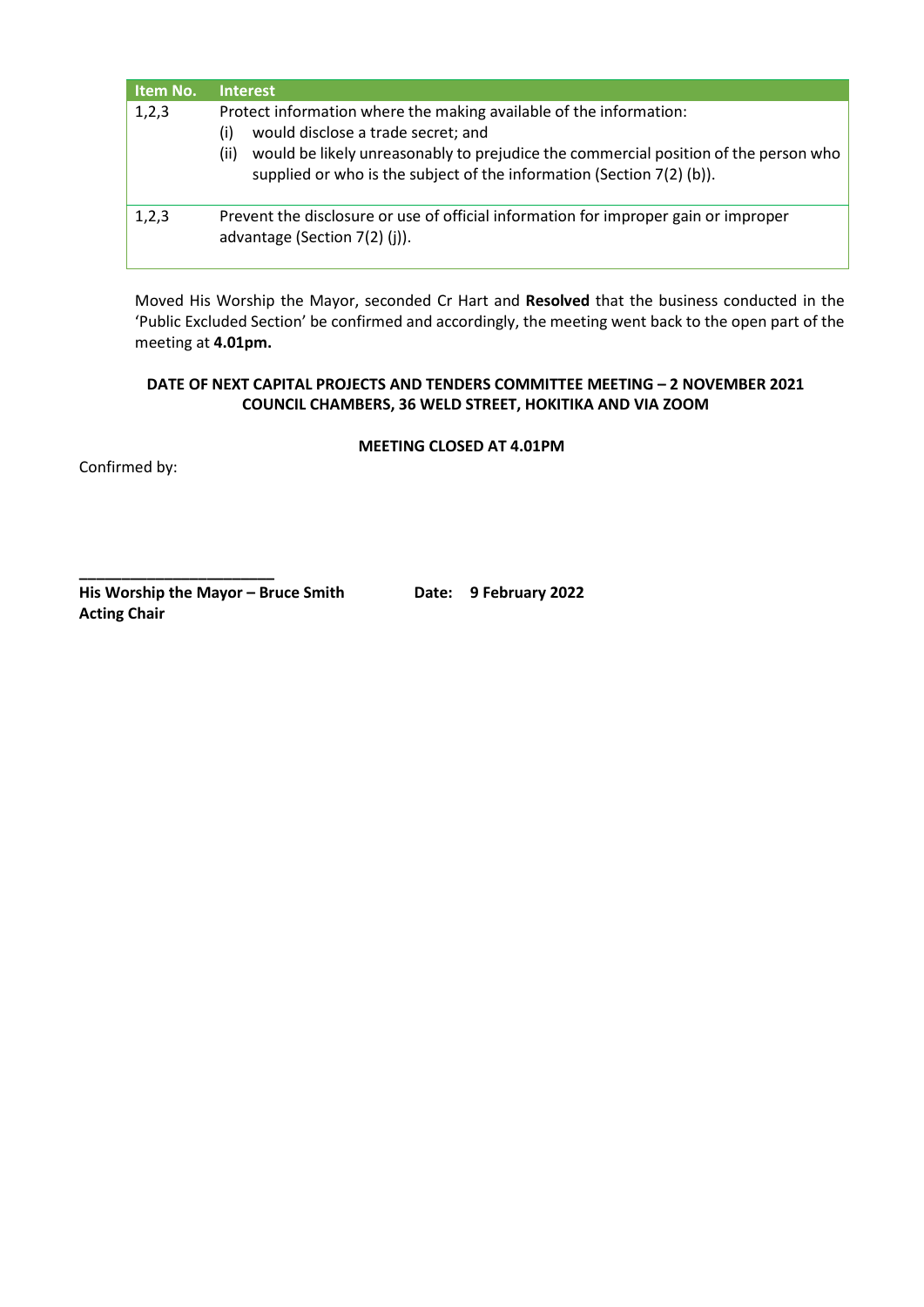| Item No. | Interest |
|---|---|
| 1,2,3 | Protect information where the making available of the information:<br>(i) would disclose a trade secret; and<br>(ii) would be likely unreasonably to prejudice the commercial position of the person who supplied or who is the subject of the information (Section 7(2) (b)). |
| 1,2,3 | Prevent the disclosure or use of official information for improper gain or improper advantage (Section 7(2) (j)). |

Moved His Worship the Mayor, seconded Cr Hart and **Resolved** that the business conducted in the 'Public Excluded Section' be confirmed and accordingly, the meeting went back to the open part of the meeting at **4.01pm.**

**DATE OF NEXT CAPITAL PROJECTS AND TENDERS COMMITTEE MEETING – 2 NOVEMBER 2021**
**COUNCIL CHAMBERS, 36 WELD STREET, HOKITIKA AND VIA ZOOM**

**MEETING CLOSED AT 4.01PM**

Confirmed by:

**______________________**
**His Worship the Mayor – Bruce Smith**
**Acting Chair**

**Date: 9 February 2022**